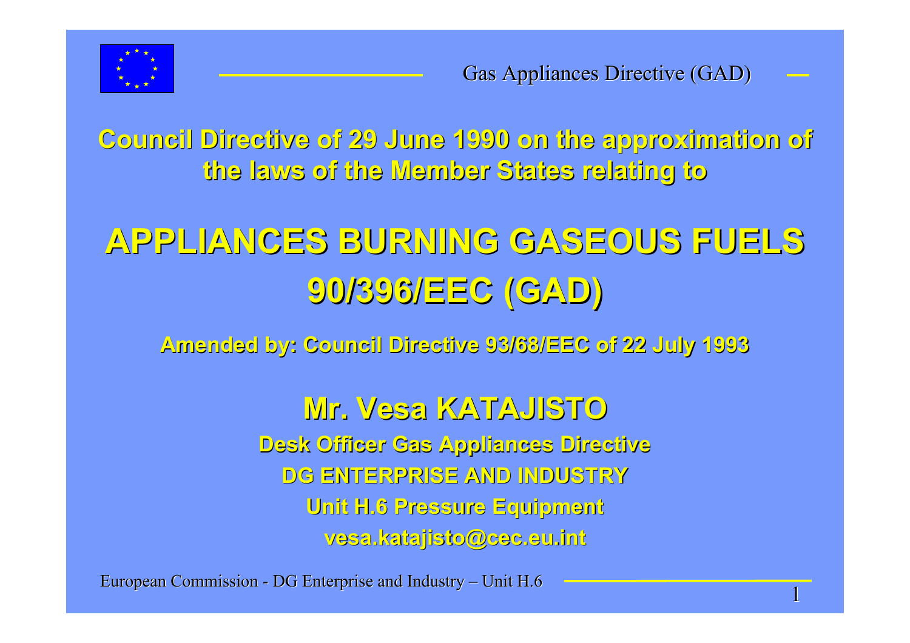**Council Directive of 29 June 1990 on the approximation of the laws of the Member States relating to**

# APPLIANCES BURNING GASEOUS FUELS 90/396/EEC (GAD)

**Amended by: Council Directive 93/68/EEC of 22 July 1993**

## Mr. Vesa KATAJISTO

**Desk Officer Gas Appliances Directive**

**DG ENTERPRISE AND INDUSTRY**

**Unit H.6 Pressure Equipment**

**vesa.katajisto@cec.eu.int**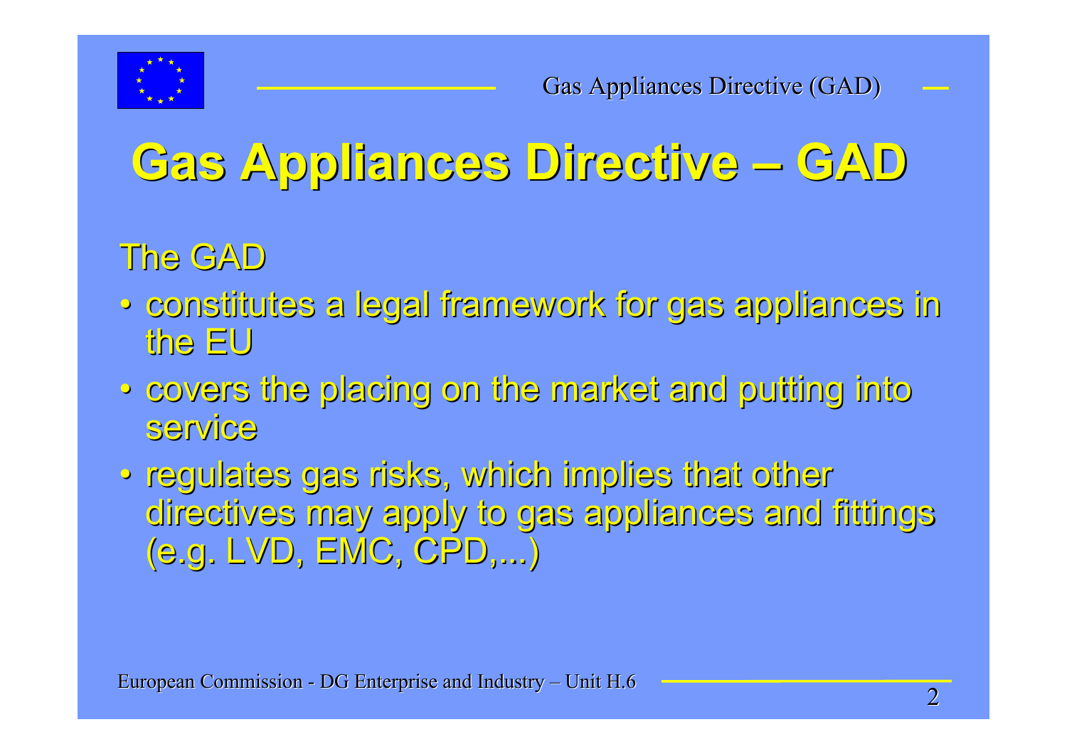# Gas Appliances Directive – GAD

The GAD

- constitutes a legal framework for gas appliances in the EU
- covers the placing on the market and putting into service
- regulates gas risks, which implies that other directives may apply to gas appliances and fittings (e.g. LVD, EMC, CPD,...)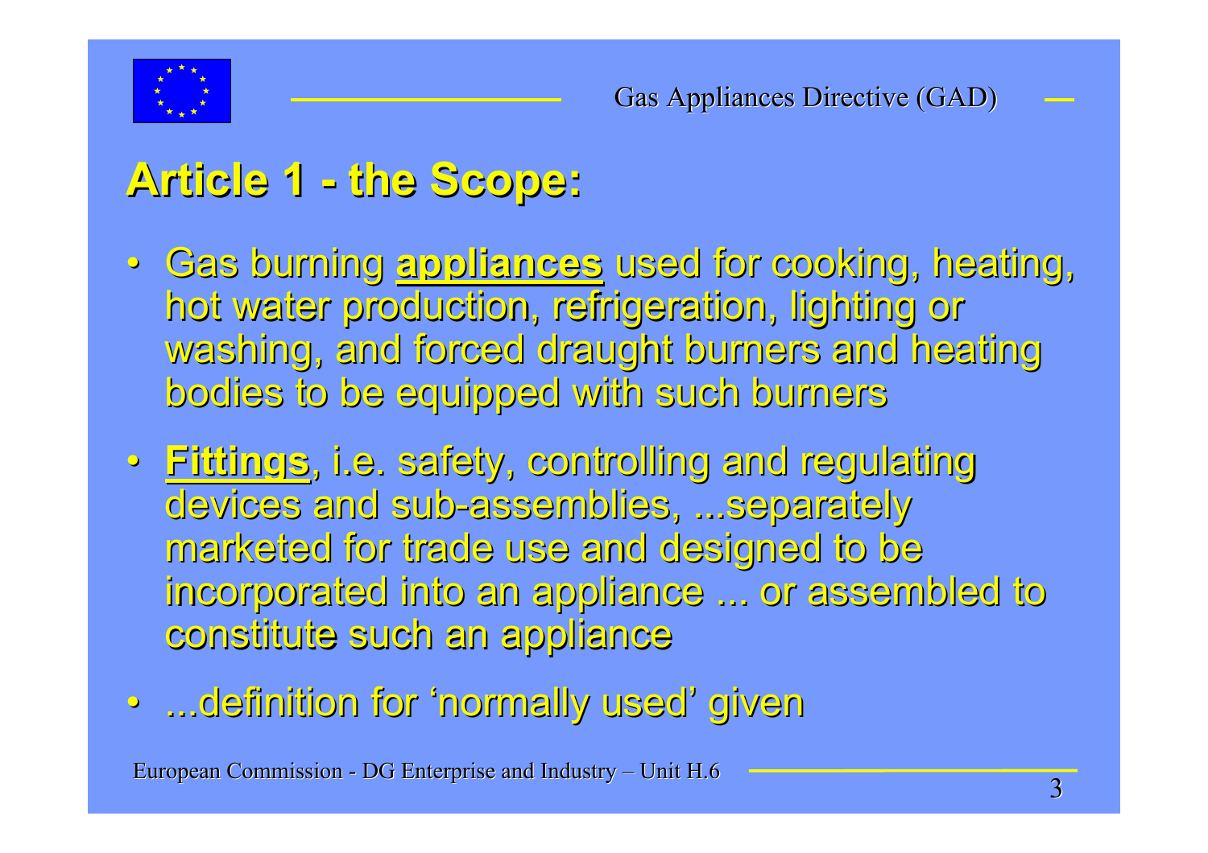# Article 1 - the Scope:

- Gas burning **appliances** used for cooking, heating, hot water production, refrigeration, lighting or washing, and forced draught burners and heating bodies to be equipped with such burners
- **Fittings**, i.e. safety, controlling and regulating devices and sub-assemblies, ...separately marketed for trade use and designed to be incorporated into an appliance ... or assembled to constitute such an appliance
- ...definition for 'normally used' given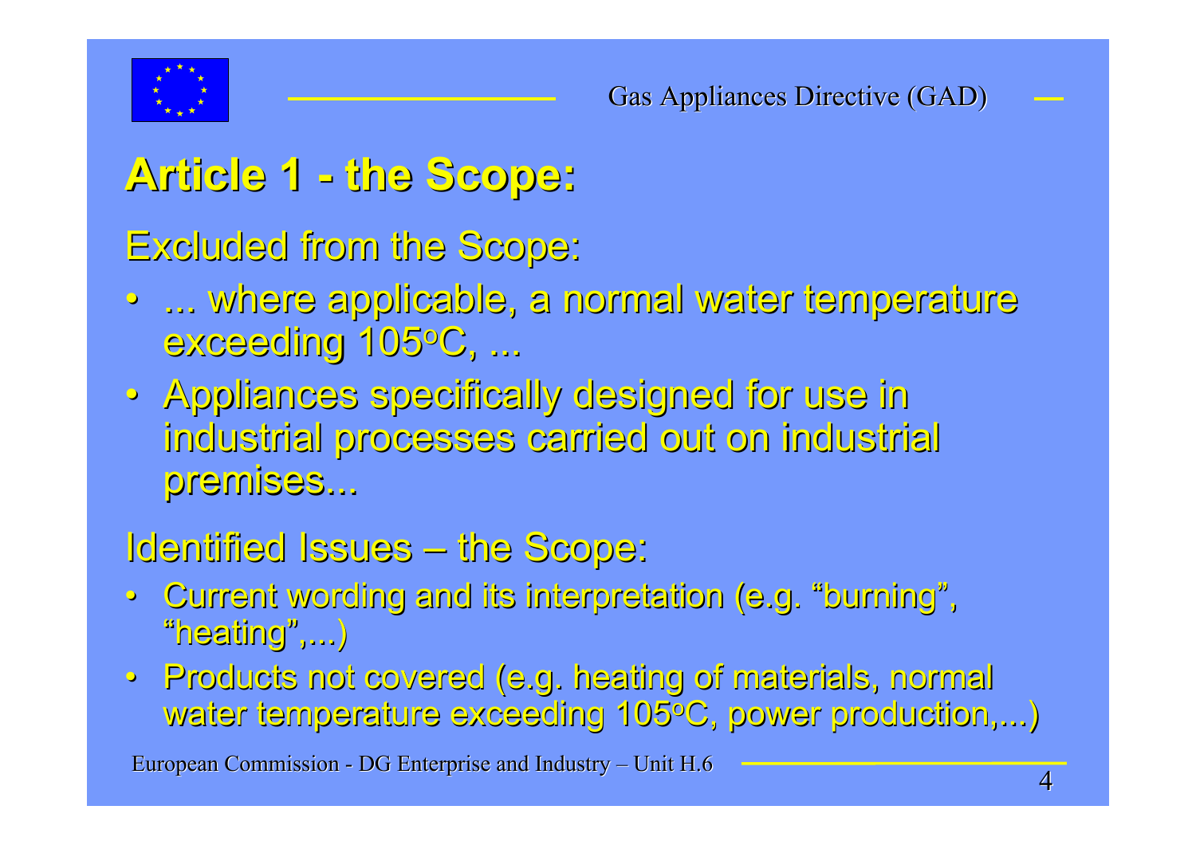# Article 1 - the Scope:

Excluded from the Scope:

- ... where applicable, a normal water temperature exceeding 105°C, ...
- Appliances specifically designed for use in industrial processes carried out on industrial premises...

Identified Issues – the Scope:

- Current wording and its interpretation (e.g. “burning”, “heating”,...)
- Products not covered (e.g. heating of materials, normal water temperature exceeding 105°C, power production,...)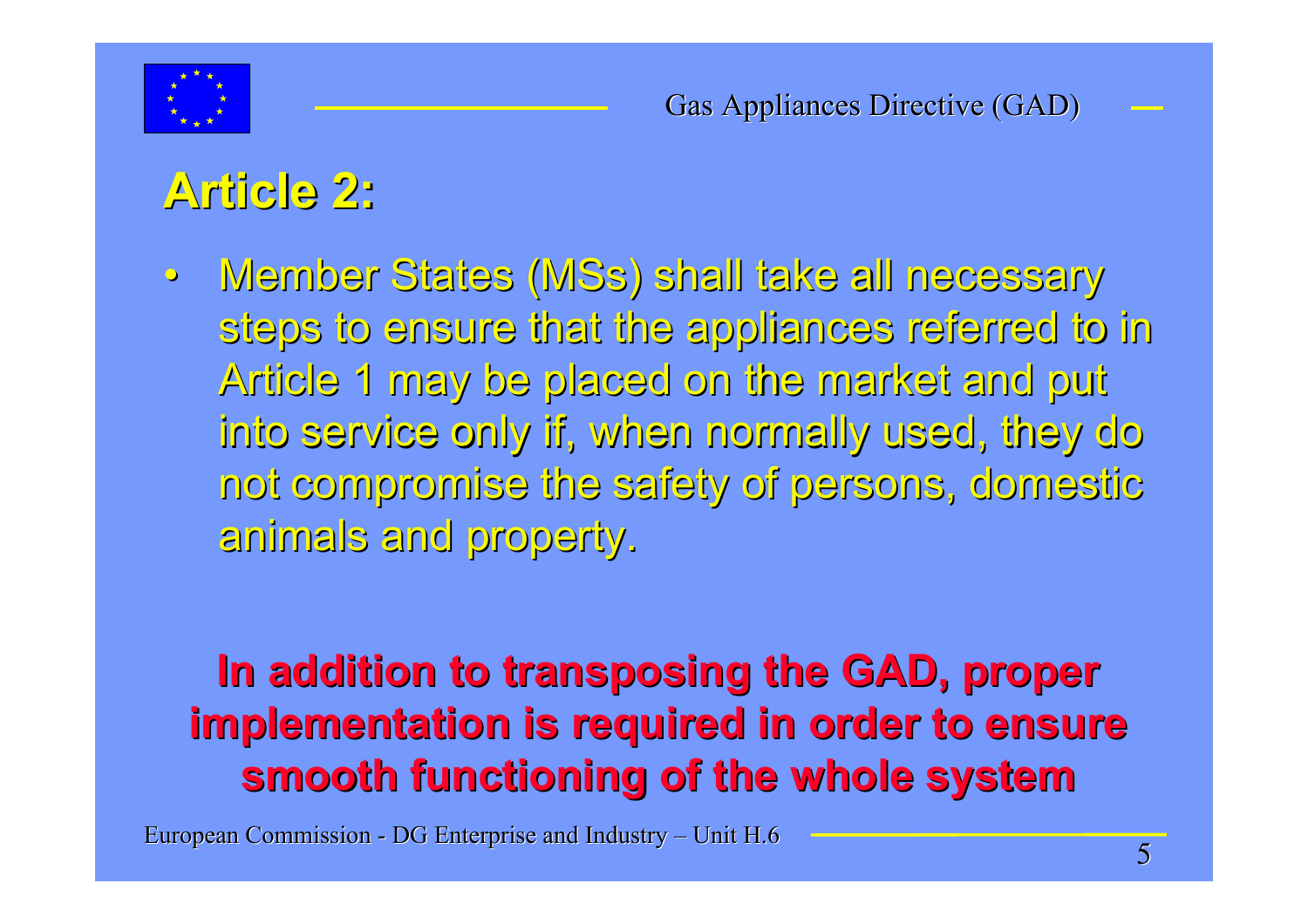## Article 2:

- Member States (MSs) shall take all necessary steps to ensure that the appliances referred to in Article 1 may be placed on the market and put into service only if, when normally used, they do not compromise the safety of persons, domestic animals and property.

**In addition to transposing the GAD, proper implementation is required in order to ensure smooth functioning of the whole system**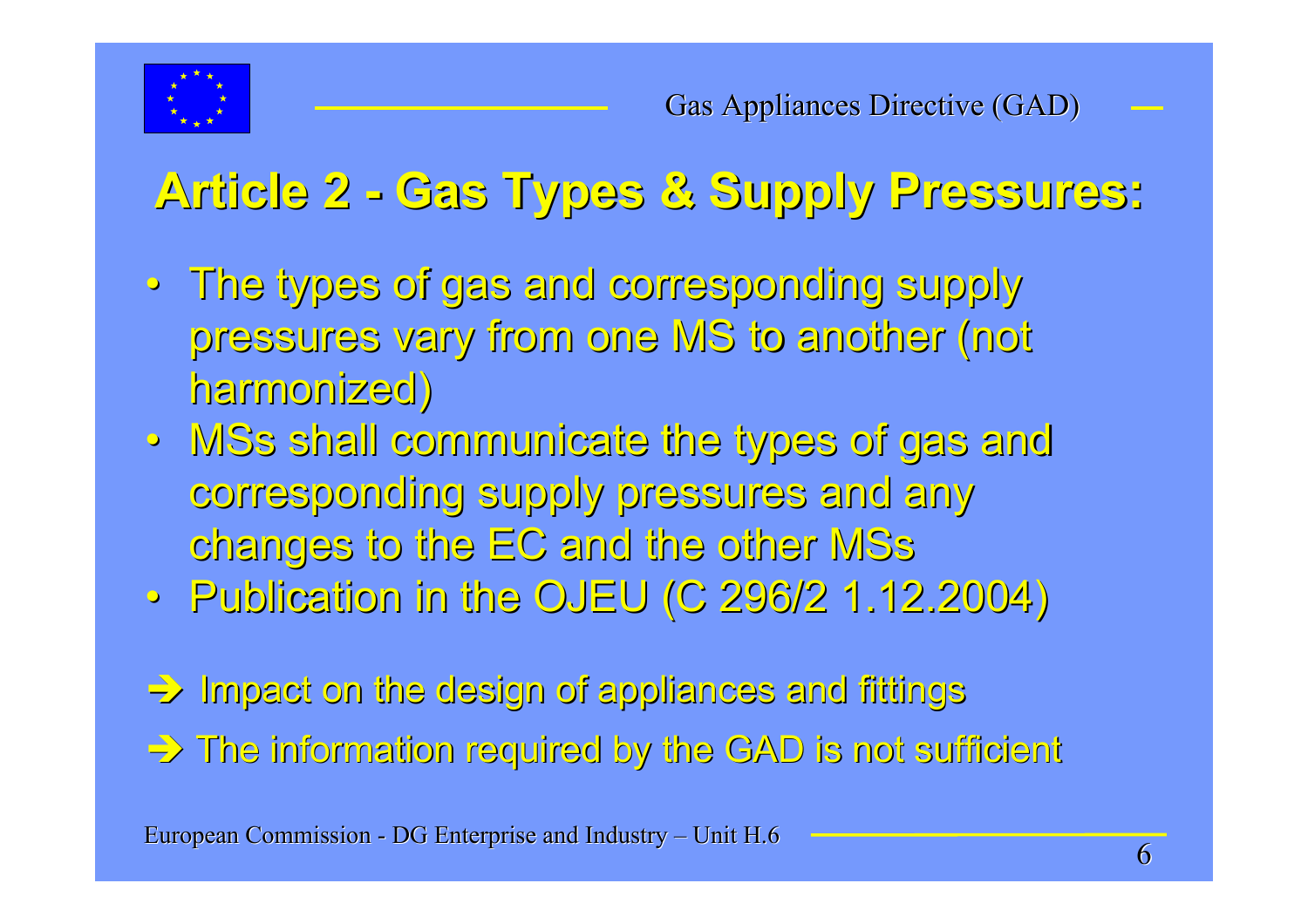## Article 2 - Gas Types & Supply Pressures:

- The types of gas and corresponding supply pressures vary from one MS to another (not harmonized)
- MSs shall communicate the types of gas and corresponding supply pressures and any changes to the EC and the other MSs
- Publication in the OJEU (C 296/2 1.12.2004)

➔ Impact on the design of appliances and fittings

➔ The information required by the GAD is not sufficient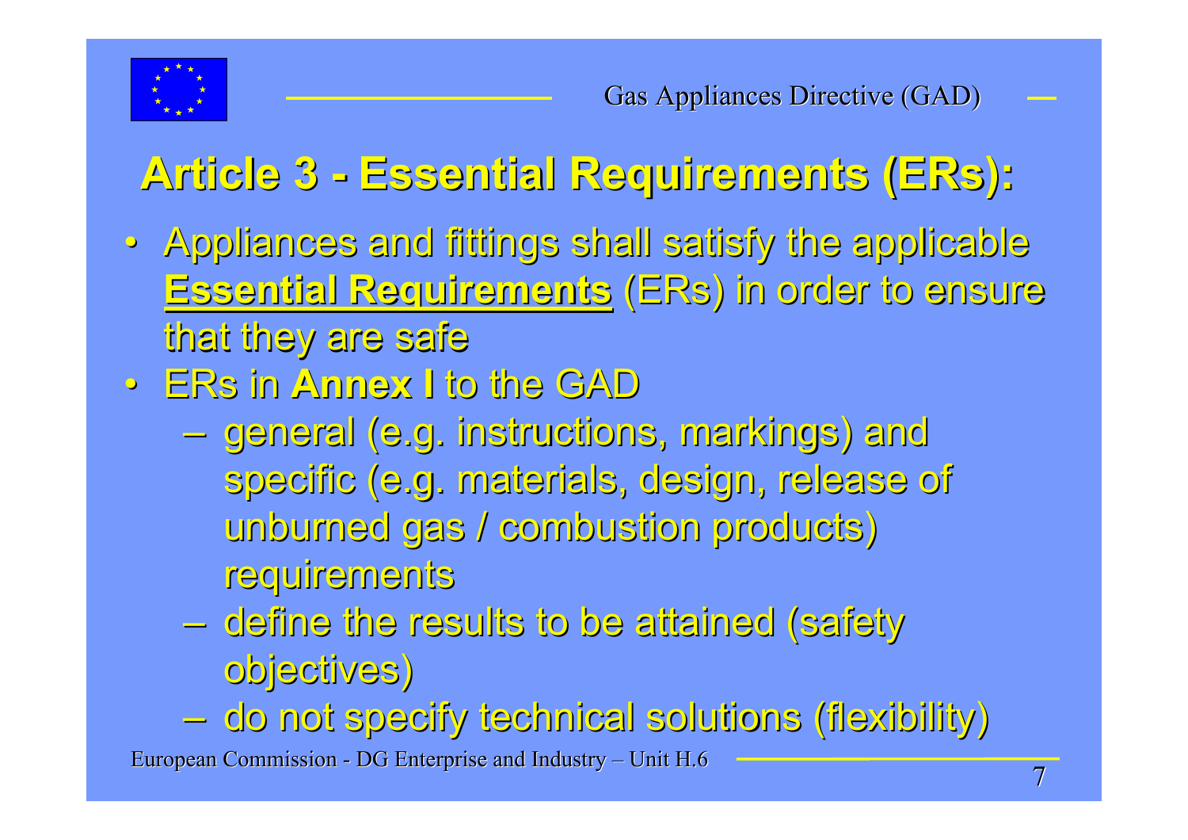# Article 3 - Essential Requirements (ERs):

- Appliances and fittings shall satisfy the applicable **Essential Requirements** (ERs) in order to ensure that they are safe
- ERs in **Annex I** to the GAD
  - general (e.g. instructions, markings) and specific (e.g. materials, design, release of unburned gas / combustion products) requirements
  - define the results to be attained (safety objectives)
  - do not specify technical solutions (flexibility)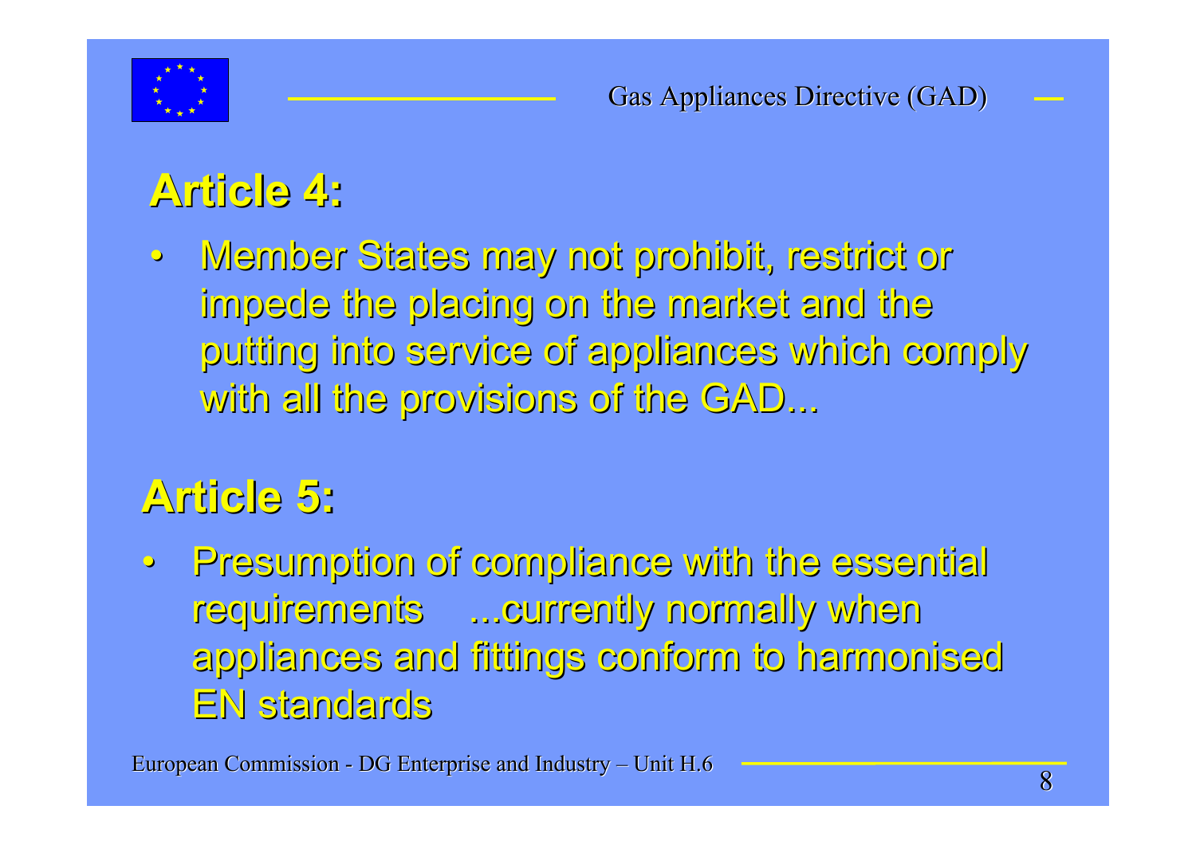## Article 4:

- Member States may not prohibit, restrict or impede the placing on the market and the putting into service of appliances which comply with all the provisions of the GAD...

## Article 5:

- Presumption of compliance with the essential requirements ...currently normally when appliances and fittings conform to harmonised EN standards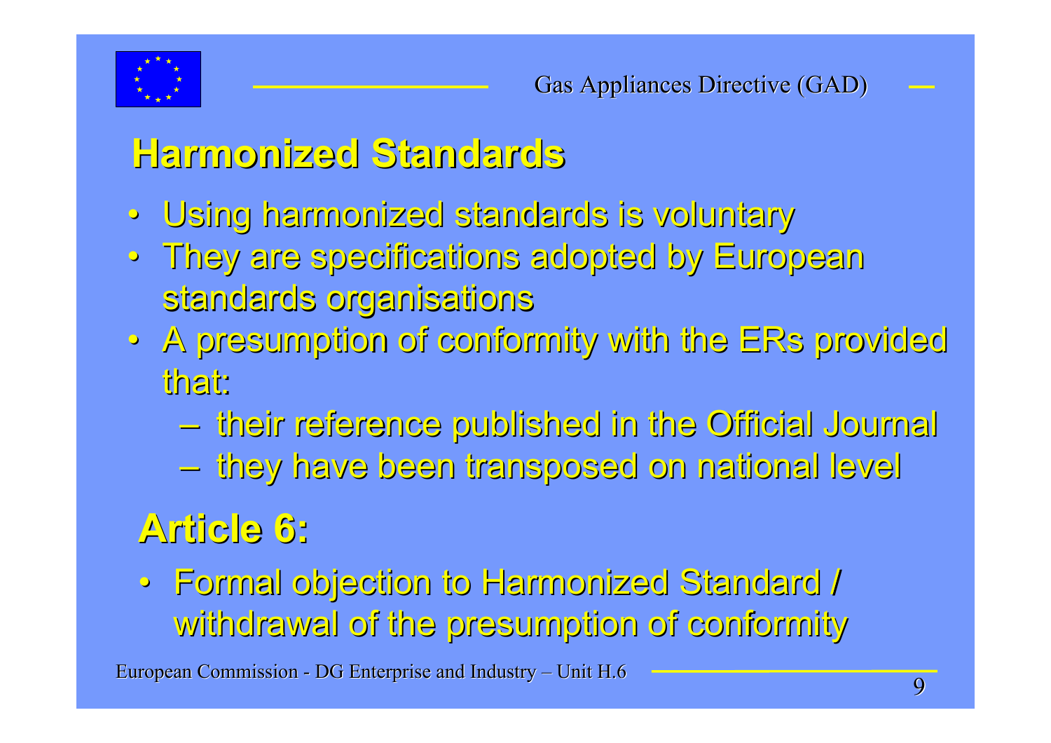## Harmonized Standards

- Using harmonized standards is voluntary
- They are specifications adopted by European standards organisations
- A presumption of conformity with the ERs provided that:
  - their reference published in the Official Journal
  - they have been transposed on national level

## Article 6:

- Formal objection to Harmonized Standard / withdrawal of the presumption of conformity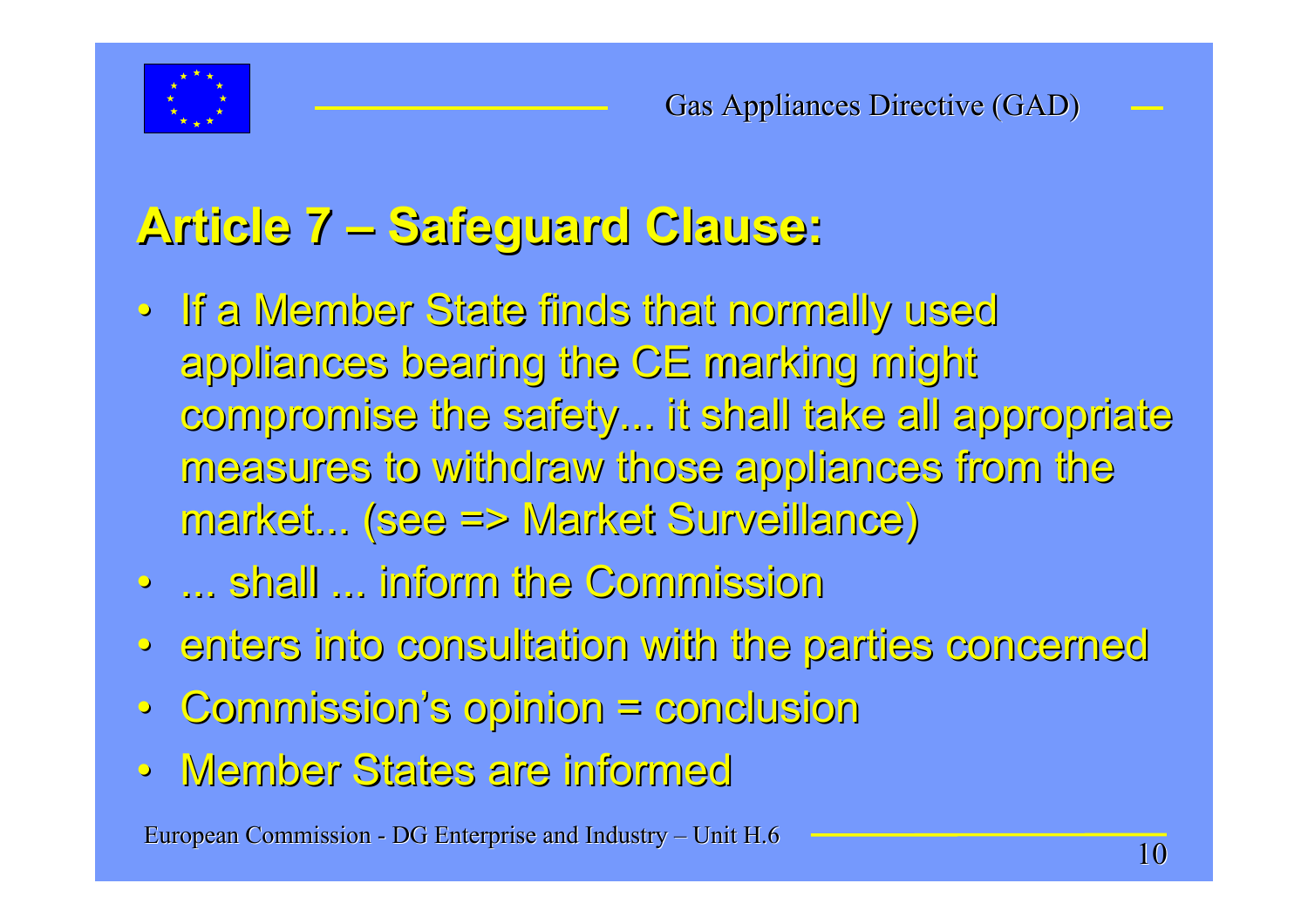## Article 7 – Safeguard Clause:

- If a Member State finds that normally used appliances bearing the CE marking might compromise the safety... it shall take all appropriate measures to withdraw those appliances from the market... (see => Market Surveillance)
- ... shall ... inform the Commission
- enters into consultation with the parties concerned
- Commission's opinion = conclusion
- Member States are informed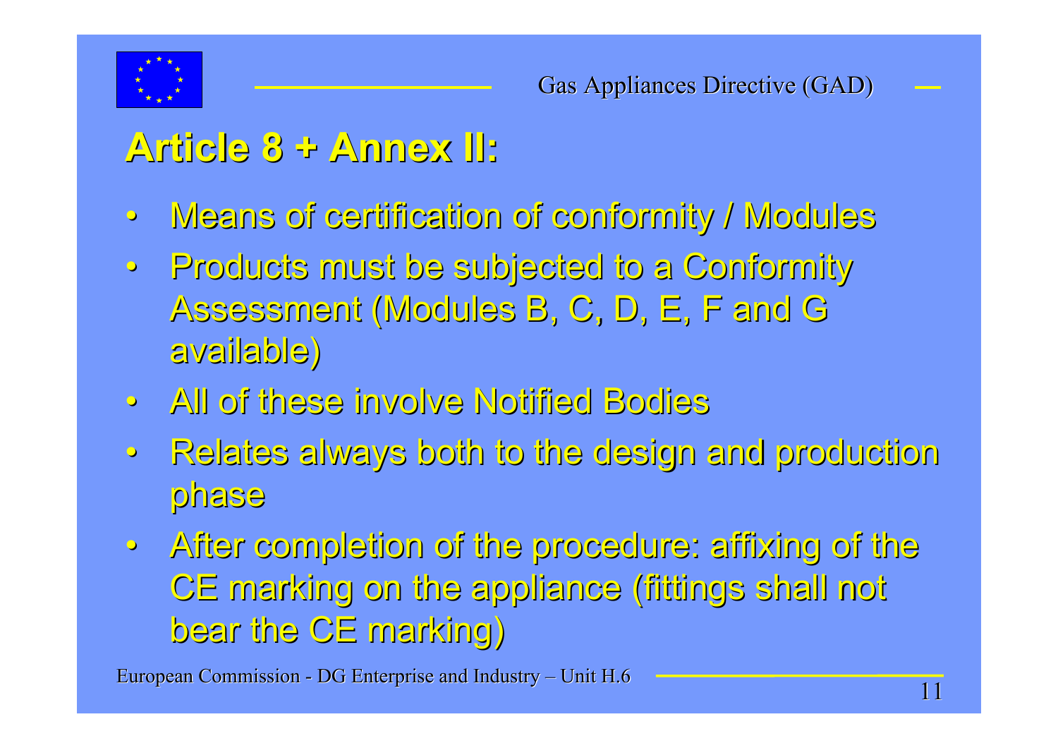## Article 8 + Annex II:

- Means of certification of conformity / Modules
- Products must be subjected to a Conformity Assessment (Modules B, C, D, E, F and G available)
- All of these involve Notified Bodies
- Relates always both to the design and production phase
- After completion of the procedure: affixing of the CE marking on the appliance (fittings shall not bear the CE marking)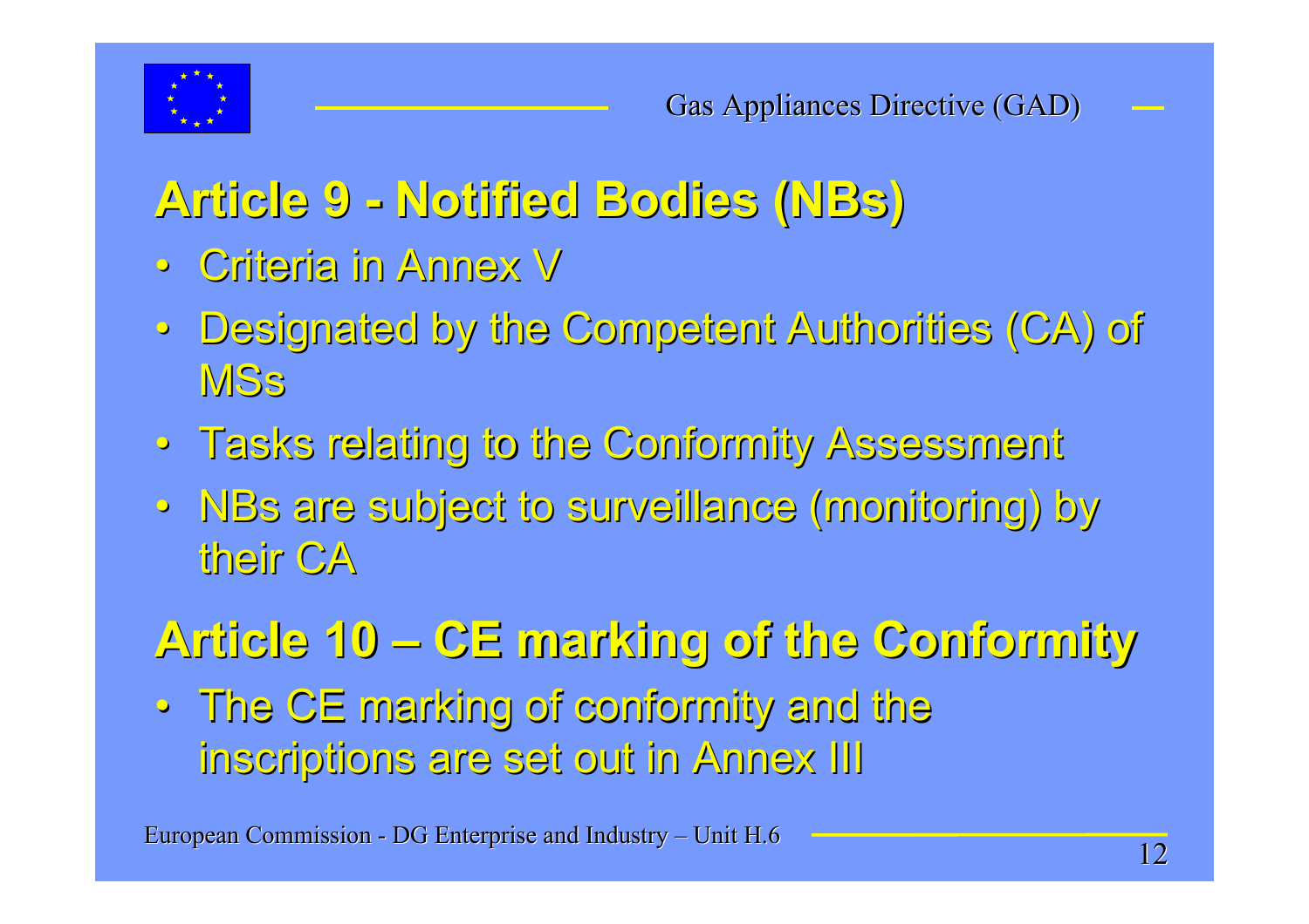## Article 9 - Notified Bodies (NBs)

- Criteria in Annex V
- Designated by the Competent Authorities (CA) of MSs
- Tasks relating to the Conformity Assessment
- NBs are subject to surveillance (monitoring) by their CA

## Article 10 – CE marking of the Conformity

- The CE marking of conformity and the inscriptions are set out in Annex III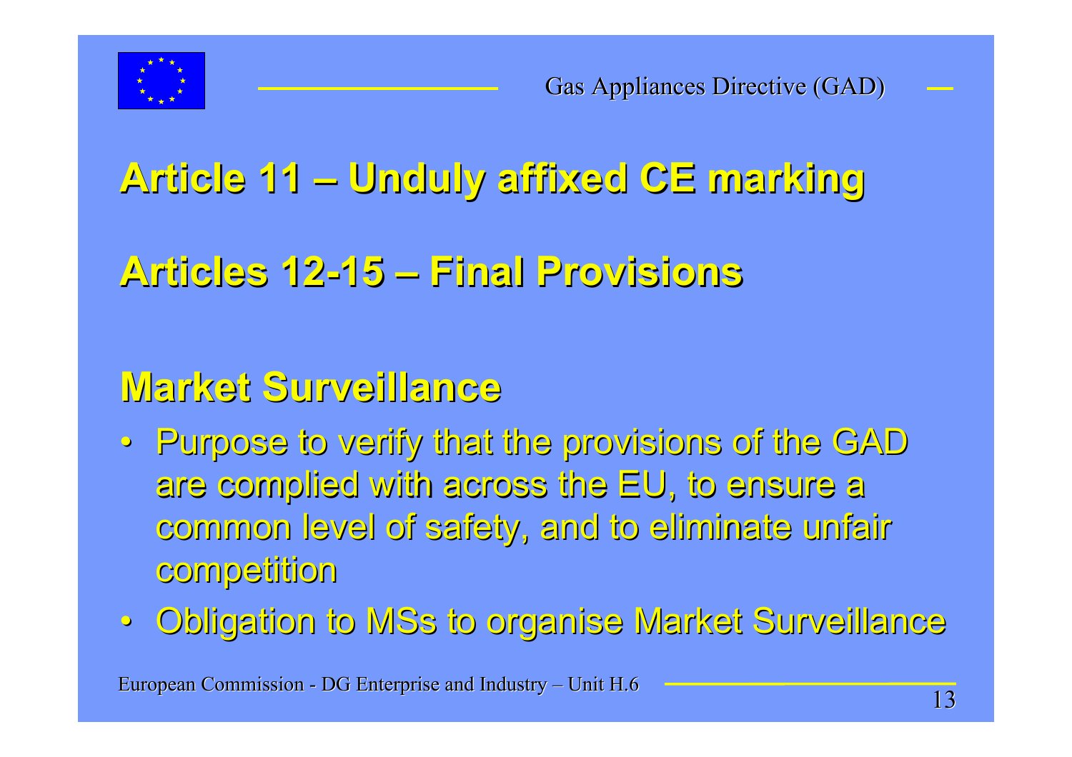## Article 11 – Unduly affixed CE marking

## Articles 12-15 – Final Provisions

## Market Surveillance

- Purpose to verify that the provisions of the GAD are complied with across the EU, to ensure a common level of safety, and to eliminate unfair competition
- Obligation to MSs to organise Market Surveillance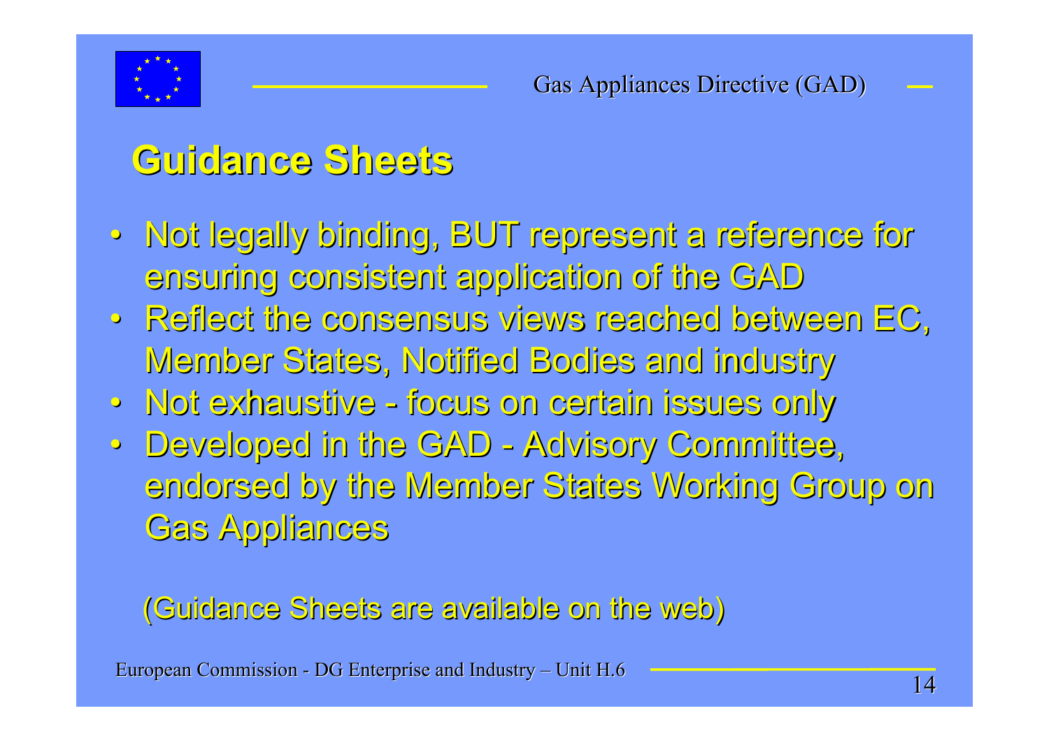## Guidance Sheets

- Not legally binding, BUT represent a reference for ensuring consistent application of the GAD
- Reflect the consensus views reached between EC, Member States, Notified Bodies and industry
- Not exhaustive - focus on certain issues only
- Developed in the GAD - Advisory Committee, endorsed by the Member States Working Group on Gas Appliances

(Guidance Sheets are available on the web)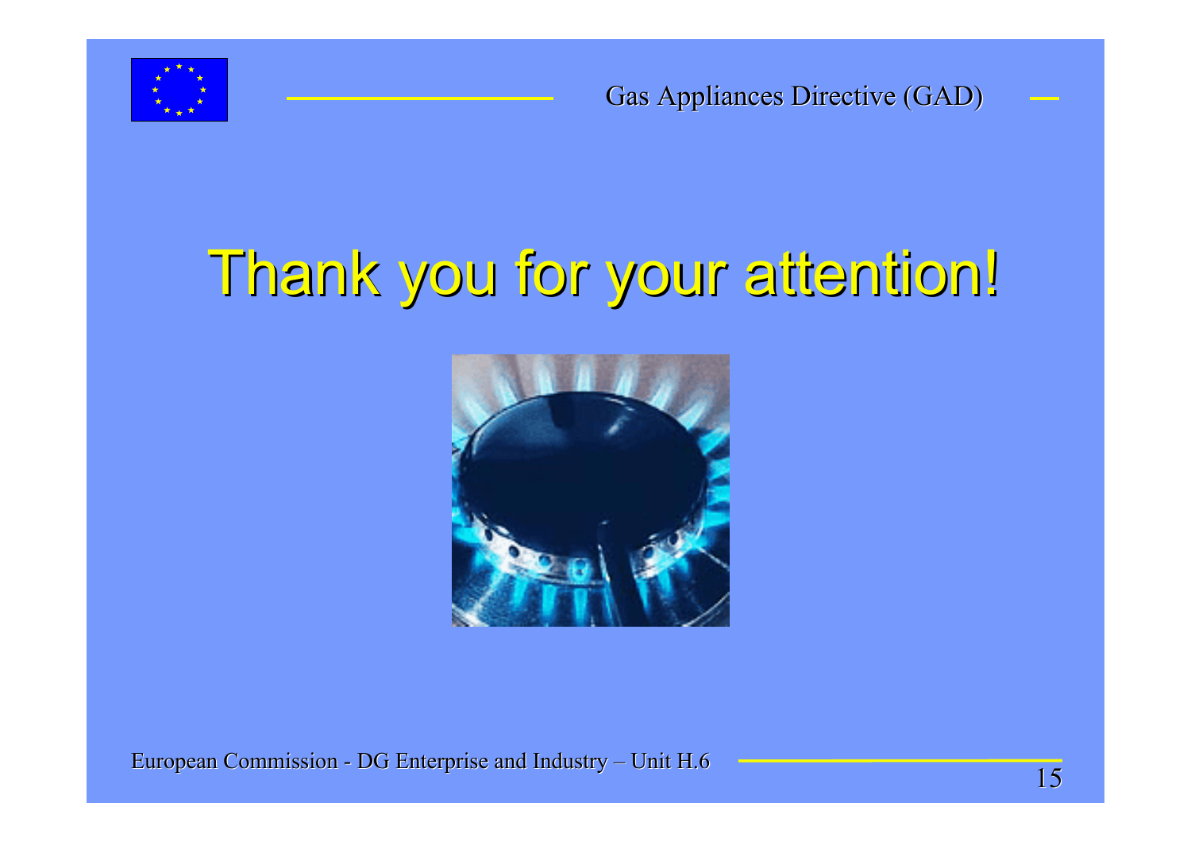# Thank you for your attention!